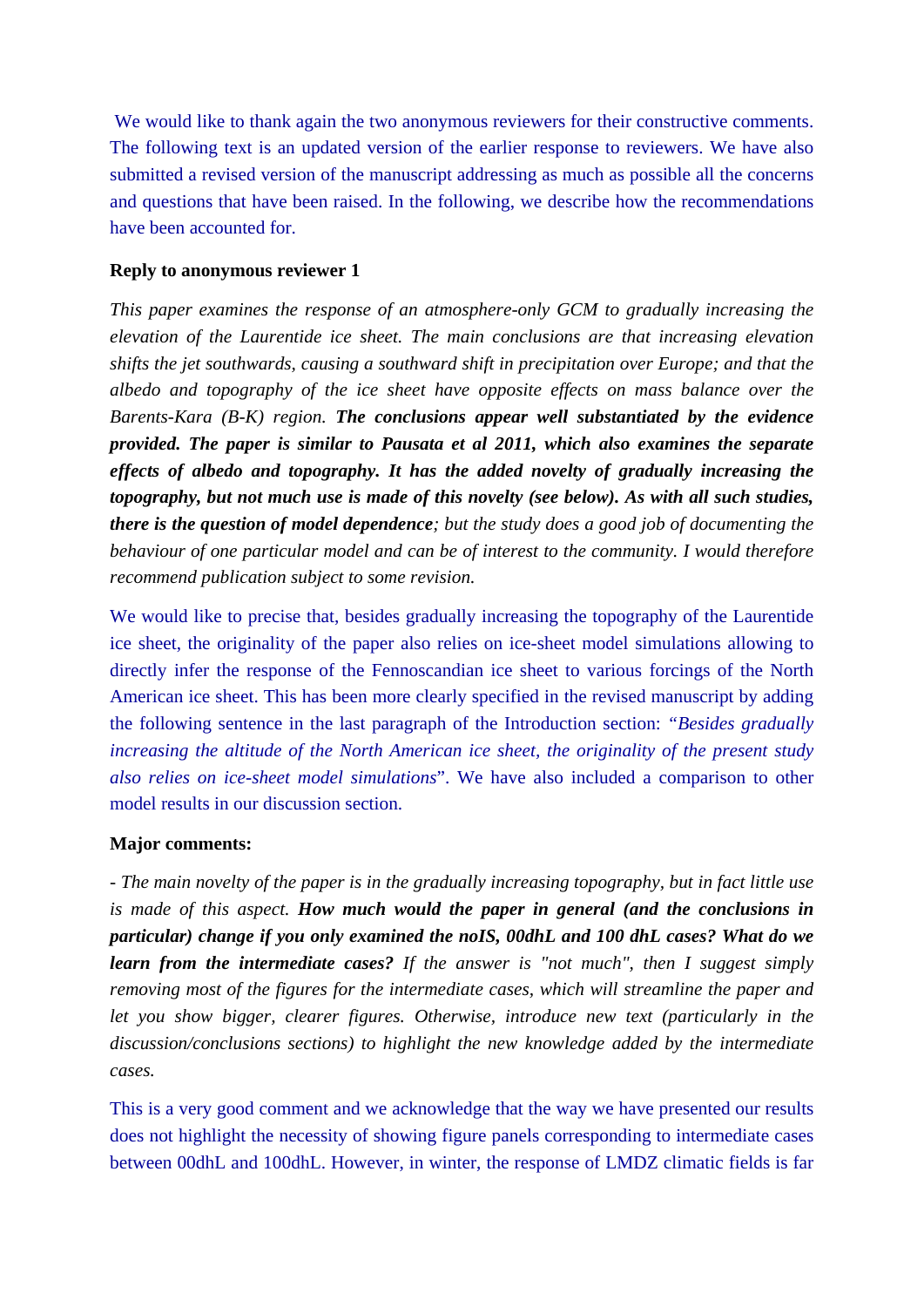We would like to thank again the two anonymous reviewers for their constructive comments. The following text is an updated version of the earlier response to reviewers. We have also submitted a revised version of the manuscript addressing as much as possible all the concerns and questions that have been raised. In the following, we describe how the recommendations have been accounted for.

**Reply to anonymous reviewer 1**

*This paper examines the response of an atmosphere-only GCM to gradually increasing the elevation of the Laurentide ice sheet. The main conclusions are that increasing elevation shifts the jet southwards, causing a southward shift in precipitation over Europe; and that the albedo and topography of the ice sheet have opposite effects on mass balance over the Barents-Kara (B-K) region.* ***The conclusions appear well substantiated by the evidence provided. The paper is similar to Pausata et al 2011, which also examines the separate effects of albedo and topography. It has the added novelty of gradually increasing the topography, but not much use is made of this novelty (see below). As with all such studies, there is the question of model dependence****; but the study does a good job of documenting the behaviour of one particular model and can be of interest to the community. I would therefore recommend publication subject to some revision.*

We would like to precise that, besides gradually increasing the topography of the Laurentide ice sheet, the originality of the paper also relies on ice-sheet model simulations allowing to directly infer the response of the Fennoscandian ice sheet to various forcings of the North American ice sheet. This has been more clearly specified in the revised manuscript by adding the following sentence in the last paragraph of the Introduction section: "*Besides gradually increasing the altitude of the North American ice sheet, the originality of the present study also relies on ice-sheet model simulations*". We have also included a comparison to other model results in our discussion section.

**Major comments:**

*- The main novelty of the paper is in the gradually increasing topography, but in fact little use is made of this aspect.* ***How much would the paper in general (and the conclusions in particular) change if you only examined the noIS, 00dhL and 100 dhL cases? What do we learn from the intermediate cases?*** *If the answer is "not much", then I suggest simply removing most of the figures for the intermediate cases, which will streamline the paper and let you show bigger, clearer figures. Otherwise, introduce new text (particularly in the discussion/conclusions sections) to highlight the new knowledge added by the intermediate cases.*

This is a very good comment and we acknowledge that the way we have presented our results does not highlight the necessity of showing figure panels corresponding to intermediate cases between 00dhL and 100dhL. However, in winter, the response of LMDZ climatic fields is far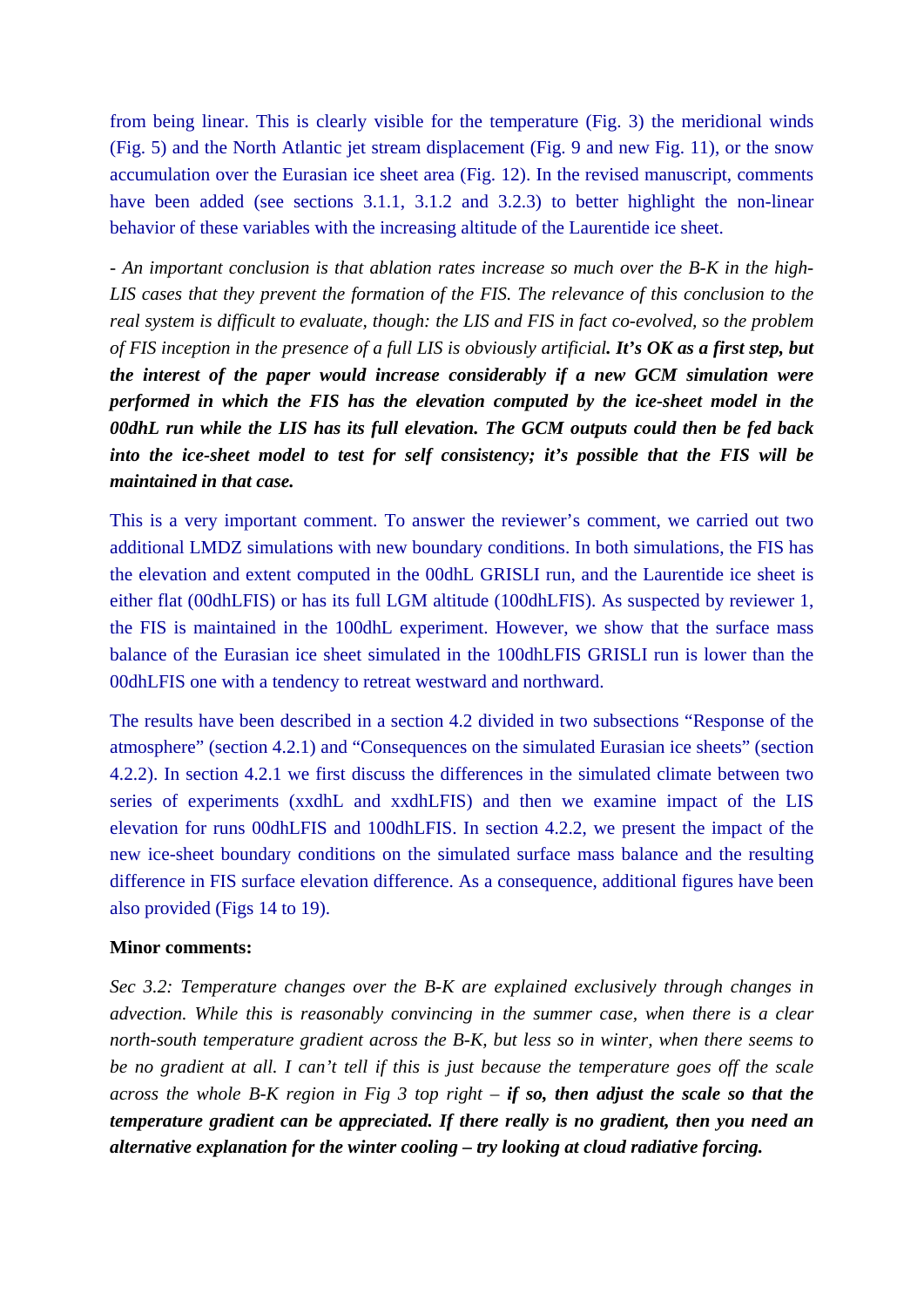from being linear. This is clearly visible for the temperature (Fig. 3) the meridional winds (Fig. 5) and the North Atlantic jet stream displacement (Fig. 9 and new Fig. 11), or the snow accumulation over the Eurasian ice sheet area (Fig. 12). In the revised manuscript, comments have been added (see sections 3.1.1, 3.1.2 and 3.2.3) to better highlight the non-linear behavior of these variables with the increasing altitude of the Laurentide ice sheet.

*- An important conclusion is that ablation rates increase so much over the B-K in the high-LIS cases that they prevent the formation of the FIS. The relevance of this conclusion to the real system is difficult to evaluate, though: the LIS and FIS in fact co-evolved, so the problem of FIS inception in the presence of a full LIS is obviously artificial**. It's OK as a first step, but the interest of the paper would increase considerably if a new GCM simulation were performed in which the FIS has the elevation computed by the ice-sheet model in the 00dhL run while the LIS has its full elevation. The GCM outputs could then be fed back into the ice-sheet model to test for self consistency; it's possible that the FIS will be maintained in that case.***

This is a very important comment. To answer the reviewer's comment, we carried out two additional LMDZ simulations with new boundary conditions. In both simulations, the FIS has the elevation and extent computed in the 00dhL GRISLI run, and the Laurentide ice sheet is either flat (00dhLFIS) or has its full LGM altitude (100dhLFIS). As suspected by reviewer 1, the FIS is maintained in the 100dhL experiment. However, we show that the surface mass balance of the Eurasian ice sheet simulated in the 100dhLFIS GRISLI run is lower than the 00dhLFIS one with a tendency to retreat westward and northward.

The results have been described in a section 4.2 divided in two subsections "Response of the atmosphere" (section 4.2.1) and "Consequences on the simulated Eurasian ice sheets" (section 4.2.2). In section 4.2.1 we first discuss the differences in the simulated climate between two series of experiments (xxdhL and xxdhLFIS) and then we examine impact of the LIS elevation for runs 00dhLFIS and 100dhLFIS. In section 4.2.2, we present the impact of the new ice-sheet boundary conditions on the simulated surface mass balance and the resulting difference in FIS surface elevation difference. As a consequence, additional figures have been also provided (Figs 14 to 19).

**Minor comments:**

*Sec 3.2: Temperature changes over the B-K are explained exclusively through changes in advection. While this is reasonably convincing in the summer case, when there is a clear north-south temperature gradient across the B-K, but less so in winter, when there seems to be no gradient at all. I can't tell if this is just because the temperature goes off the scale across the whole B-K region in Fig 3 top right –* ***if so, then adjust the scale so that the temperature gradient can be appreciated. If there really is no gradient, then you need an alternative explanation for the winter cooling – try looking at cloud radiative forcing.***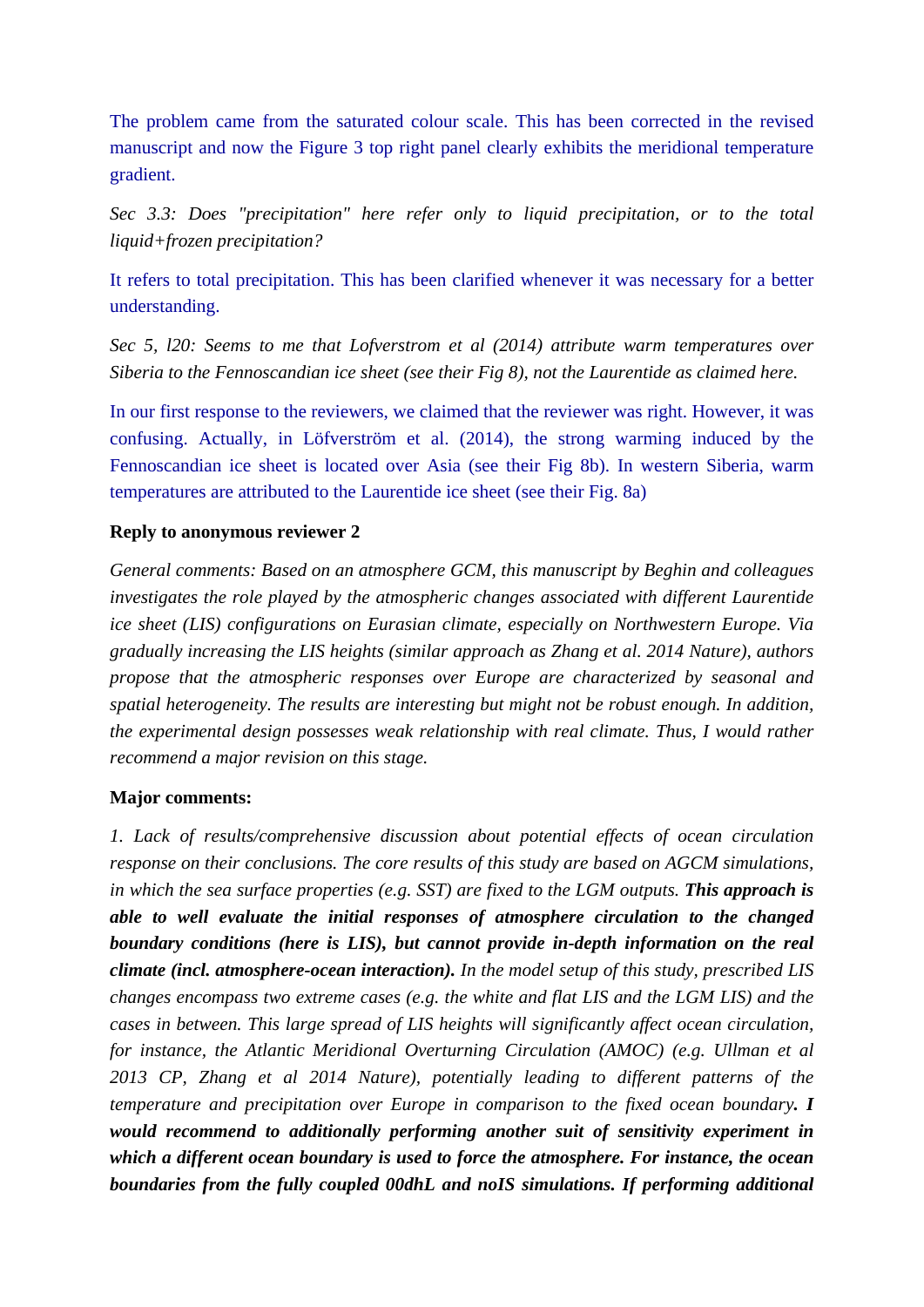The problem came from the saturated colour scale. This has been corrected in the revised manuscript and now the Figure 3 top right panel clearly exhibits the meridional temperature gradient.

*Sec 3.3: Does "precipitation" here refer only to liquid precipitation, or to the total liquid+frozen precipitation?*

It refers to total precipitation. This has been clarified whenever it was necessary for a better understanding.

*Sec 5, l20: Seems to me that Lofverstrom et al (2014) attribute warm temperatures over Siberia to the Fennoscandian ice sheet (see their Fig 8), not the Laurentide as claimed here.*

In our first response to the reviewers, we claimed that the reviewer was right. However, it was confusing. Actually, in Löfverström et al. (2014), the strong warming induced by the Fennoscandian ice sheet is located over Asia (see their Fig 8b). In western Siberia, warm temperatures are attributed to the Laurentide ice sheet (see their Fig. 8a)

**Reply to anonymous reviewer 2**

*General comments: Based on an atmosphere GCM, this manuscript by Beghin and colleagues investigates the role played by the atmospheric changes associated with different Laurentide ice sheet (LIS) configurations on Eurasian climate, especially on Northwestern Europe. Via gradually increasing the LIS heights (similar approach as Zhang et al. 2014 Nature), authors propose that the atmospheric responses over Europe are characterized by seasonal and spatial heterogeneity. The results are interesting but might not be robust enough. In addition, the experimental design possesses weak relationship with real climate. Thus, I would rather recommend a major revision on this stage.*

**Major comments:**

*1. Lack of results/comprehensive discussion about potential effects of ocean circulation response on their conclusions. The core results of this study are based on AGCM simulations, in which the sea surface properties (e.g. SST) are fixed to the LGM outputs.* ***This approach is able to well evaluate the initial responses of atmosphere circulation to the changed boundary conditions (here is LIS), but cannot provide in-depth information on the real climate (incl. atmosphere-ocean interaction).*** *In the model setup of this study, prescribed LIS changes encompass two extreme cases (e.g. the white and flat LIS and the LGM LIS) and the cases in between. This large spread of LIS heights will significantly affect ocean circulation, for instance, the Atlantic Meridional Overturning Circulation (AMOC) (e.g. Ullman et al 2013 CP, Zhang et al 2014 Nature), potentially leading to different patterns of the temperature and precipitation over Europe in comparison to the fixed ocean boundary****. I would recommend to additionally performing another suit of sensitivity experiment in which a different ocean boundary is used to force the atmosphere. For instance, the ocean boundaries from the fully coupled 00dhL and noIS simulations. If performing additional***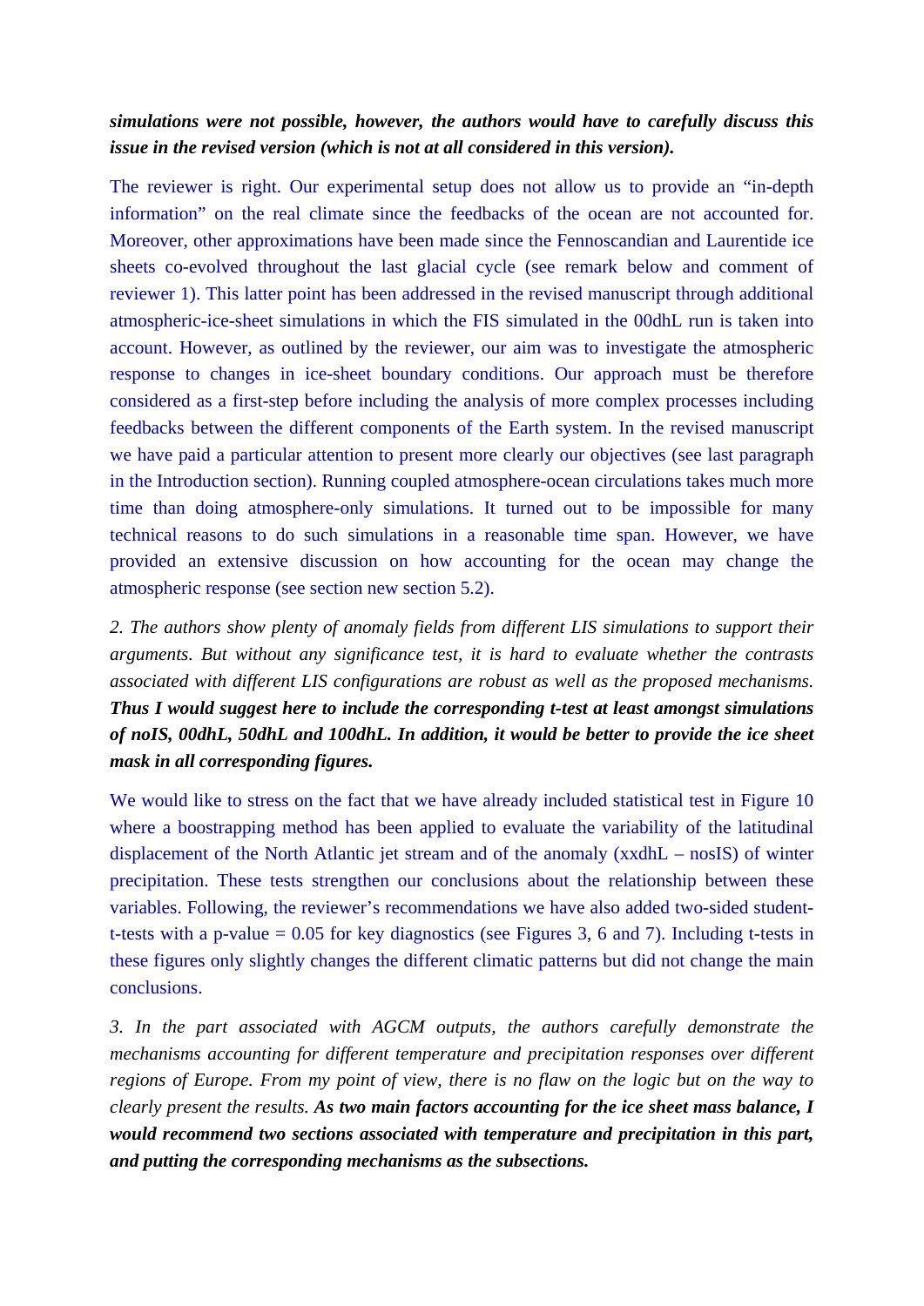***simulations were not possible, however, the authors would have to carefully discuss this issue in the revised version (which is not at all considered in this version).***

The reviewer is right. Our experimental setup does not allow us to provide an "in-depth information" on the real climate since the feedbacks of the ocean are not accounted for. Moreover, other approximations have been made since the Fennoscandian and Laurentide ice sheets co-evolved throughout the last glacial cycle (see remark below and comment of reviewer 1). This latter point has been addressed in the revised manuscript through additional atmospheric-ice-sheet simulations in which the FIS simulated in the 00dhL run is taken into account. However, as outlined by the reviewer, our aim was to investigate the atmospheric response to changes in ice-sheet boundary conditions. Our approach must be therefore considered as a first-step before including the analysis of more complex processes including feedbacks between the different components of the Earth system. In the revised manuscript we have paid a particular attention to present more clearly our objectives (see last paragraph in the Introduction section). Running coupled atmosphere-ocean circulations takes much more time than doing atmosphere-only simulations. It turned out to be impossible for many technical reasons to do such simulations in a reasonable time span. However, we have provided an extensive discussion on how accounting for the ocean may change the atmospheric response (see section new section 5.2).

*2. The authors show plenty of anomaly fields from different LIS simulations to support their arguments. But without any significance test, it is hard to evaluate whether the contrasts associated with different LIS configurations are robust as well as the proposed mechanisms.* ***Thus I would suggest here to include the corresponding t-test at least amongst simulations of noIS, 00dhL, 50dhL and 100dhL. In addition, it would be better to provide the ice sheet mask in all corresponding figures.***

We would like to stress on the fact that we have already included statistical test in Figure 10 where a boostrapping method has been applied to evaluate the variability of the latitudinal displacement of the North Atlantic jet stream and of the anomaly (xxdhL – nosIS) of winter precipitation. These tests strengthen our conclusions about the relationship between these variables. Following, the reviewer's recommendations we have also added two-sided student-t-tests with a p-value = 0.05 for key diagnostics (see Figures 3, 6 and 7). Including t-tests in these figures only slightly changes the different climatic patterns but did not change the main conclusions.

*3. In the part associated with AGCM outputs, the authors carefully demonstrate the mechanisms accounting for different temperature and precipitation responses over different regions of Europe. From my point of view, there is no flaw on the logic but on the way to clearly present the results.* ***As two main factors accounting for the ice sheet mass balance, I would recommend two sections associated with temperature and precipitation in this part, and putting the corresponding mechanisms as the subsections.***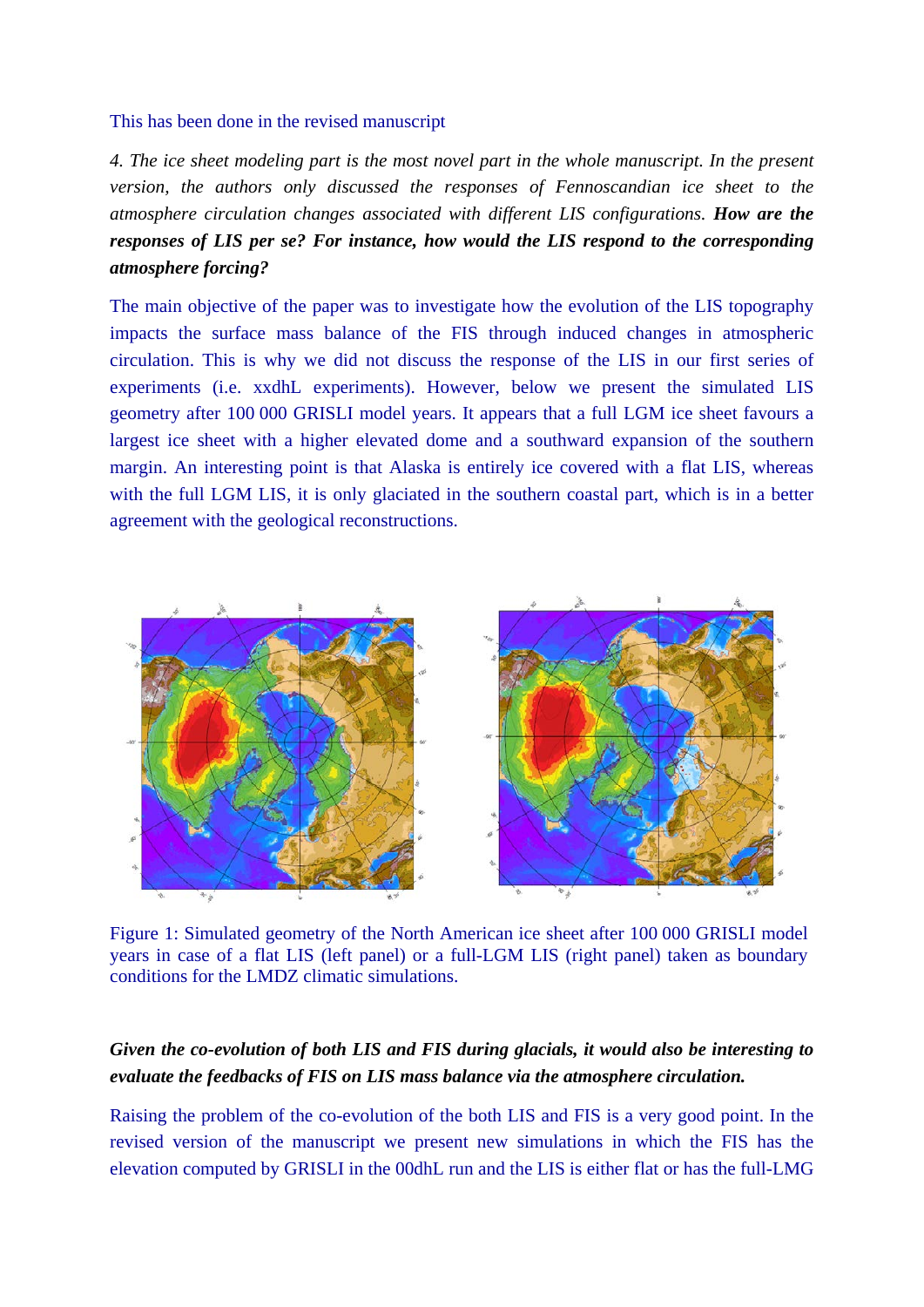This has been done in the revised manuscript

*4. The ice sheet modeling part is the most novel part in the whole manuscript. In the present version, the authors only discussed the responses of Fennoscandian ice sheet to the atmosphere circulation changes associated with different LIS configurations.* ***How are the responses of LIS per se? For instance, how would the LIS respond to the corresponding atmosphere forcing?***

The main objective of the paper was to investigate how the evolution of the LIS topography impacts the surface mass balance of the FIS through induced changes in atmospheric circulation. This is why we did not discuss the response of the LIS in our first series of experiments (i.e. xxdhL experiments). However, below we present the simulated LIS geometry after 100 000 GRISLI model years. It appears that a full LGM ice sheet favours a largest ice sheet with a higher elevated dome and a southward expansion of the southern margin. An interesting point is that Alaska is entirely ice covered with a flat LIS, whereas with the full LGM LIS, it is only glaciated in the southern coastal part, which is in a better agreement with the geological reconstructions.

Figure 1: Simulated geometry of the North American ice sheet after 100 000 GRISLI model years in case of a flat LIS (left panel) or a full-LGM LIS (right panel) taken as boundary conditions for the LMDZ climatic simulations.

***Given the co-evolution of both LIS and FIS during glacials, it would also be interesting to evaluate the feedbacks of FIS on LIS mass balance via the atmosphere circulation.***

Raising the problem of the co-evolution of the both LIS and FIS is a very good point. In the revised version of the manuscript we present new simulations in which the FIS has the elevation computed by GRISLI in the 00dhL run and the LIS is either flat or has the full-LMG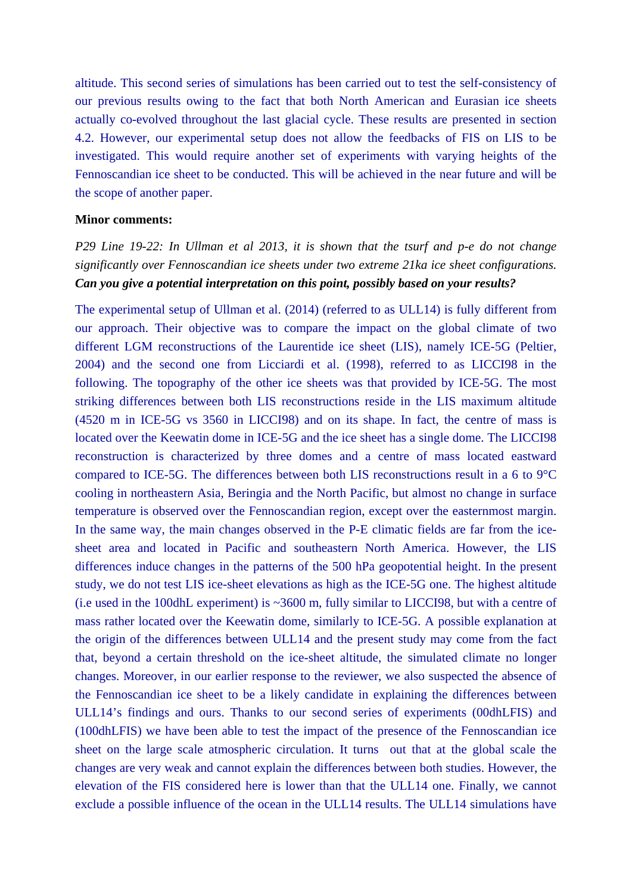altitude. This second series of simulations has been carried out to test the self-consistency of our previous results owing to the fact that both North American and Eurasian ice sheets actually co-evolved throughout the last glacial cycle. These results are presented in section 4.2. However, our experimental setup does not allow the feedbacks of FIS on LIS to be investigated. This would require another set of experiments with varying heights of the Fennoscandian ice sheet to be conducted. This will be achieved in the near future and will be the scope of another paper.

**Minor comments:**

*P29 Line 19-22: In Ullman et al 2013, it is shown that the tsurf and p-e do not change significantly over Fennoscandian ice sheets under two extreme 21ka ice sheet configurations.* ***Can you give a potential interpretation on this point, possibly based on your results?***

The experimental setup of Ullman et al. (2014) (referred to as ULL14) is fully different from our approach. Their objective was to compare the impact on the global climate of two different LGM reconstructions of the Laurentide ice sheet (LIS), namely ICE-5G (Peltier, 2004) and the second one from Licciardi et al. (1998), referred to as LICCI98 in the following. The topography of the other ice sheets was that provided by ICE-5G. The most striking differences between both LIS reconstructions reside in the LIS maximum altitude (4520 m in ICE-5G vs 3560 in LICCI98) and on its shape. In fact, the centre of mass is located over the Keewatin dome in ICE-5G and the ice sheet has a single dome. The LICCI98 reconstruction is characterized by three domes and a centre of mass located eastward compared to ICE-5G. The differences between both LIS reconstructions result in a 6 to 9°C cooling in northeastern Asia, Beringia and the North Pacific, but almost no change in surface temperature is observed over the Fennoscandian region, except over the easternmost margin. In the same way, the main changes observed in the P-E climatic fields are far from the ice-sheet area and located in Pacific and southeastern North America. However, the LIS differences induce changes in the patterns of the 500 hPa geopotential height. In the present study, we do not test LIS ice-sheet elevations as high as the ICE-5G one. The highest altitude (i.e used in the 100dhL experiment) is ~3600 m, fully similar to LICCI98, but with a centre of mass rather located over the Keewatin dome, similarly to ICE-5G. A possible explanation at the origin of the differences between ULL14 and the present study may come from the fact that, beyond a certain threshold on the ice-sheet altitude, the simulated climate no longer changes. Moreover, in our earlier response to the reviewer, we also suspected the absence of the Fennoscandian ice sheet to be a likely candidate in explaining the differences between ULL14's findings and ours. Thanks to our second series of experiments (00dhLFIS) and (100dhLFIS) we have been able to test the impact of the presence of the Fennoscandian ice sheet on the large scale atmospheric circulation. It turns out that at the global scale the changes are very weak and cannot explain the differences between both studies. However, the elevation of the FIS considered here is lower than that the ULL14 one. Finally, we cannot exclude a possible influence of the ocean in the ULL14 results. The ULL14 simulations have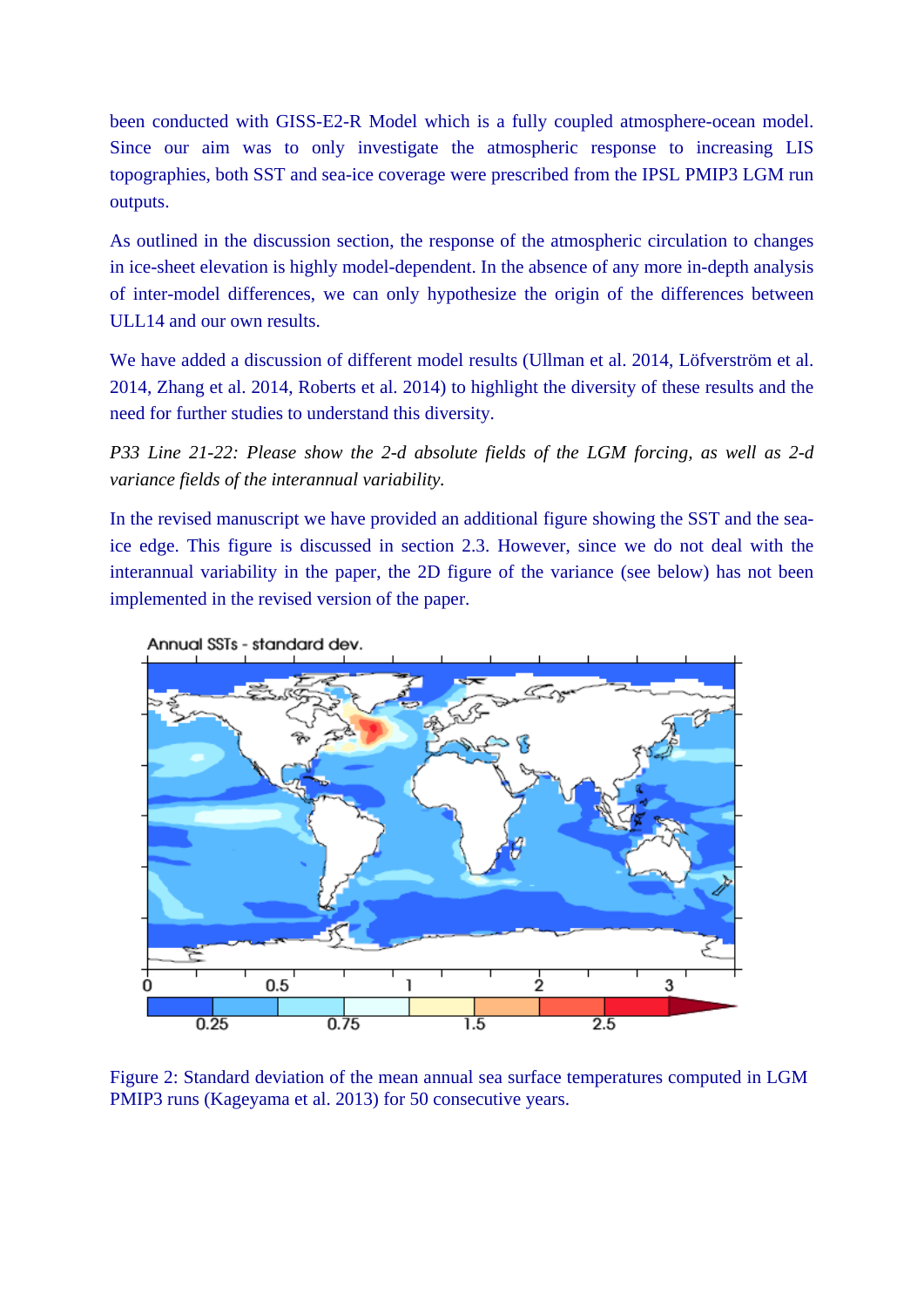been conducted with GISS-E2-R Model which is a fully coupled atmosphere-ocean model. Since our aim was to only investigate the atmospheric response to increasing LIS topographies, both SST and sea-ice coverage were prescribed from the IPSL PMIP3 LGM run outputs.

As outlined in the discussion section, the response of the atmospheric circulation to changes in ice-sheet elevation is highly model-dependent. In the absence of any more in-depth analysis of inter-model differences, we can only hypothesize the origin of the differences between ULL14 and our own results.

We have added a discussion of different model results (Ullman et al. 2014, Löfverström et al. 2014, Zhang et al. 2014, Roberts et al. 2014) to highlight the diversity of these results and the need for further studies to understand this diversity.

*P33 Line 21-22: Please show the 2-d absolute fields of the LGM forcing, as well as 2-d variance fields of the interannual variability.*

In the revised manuscript we have provided an additional figure showing the SST and the sea-ice edge. This figure is discussed in section 2.3. However, since we do not deal with the interannual variability in the paper, the 2D figure of the variance (see below) has not been implemented in the revised version of the paper.

Figure 2: Standard deviation of the mean annual sea surface temperatures computed in LGM PMIP3 runs (Kageyama et al. 2013) for 50 consecutive years.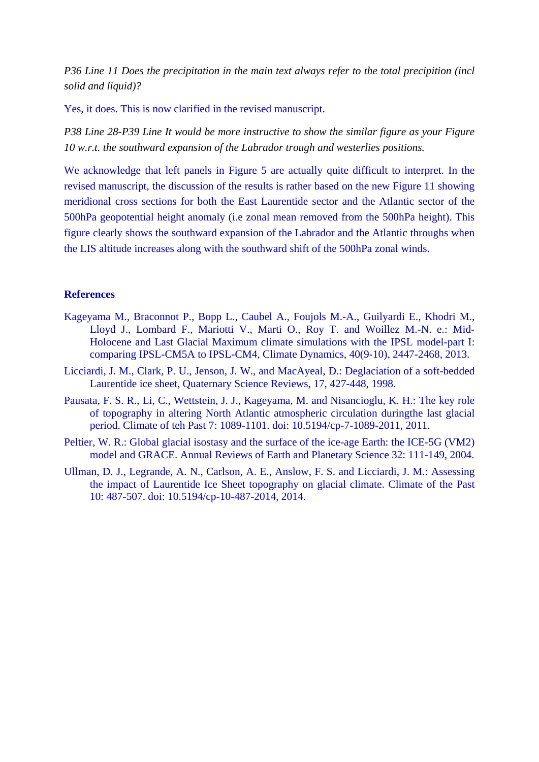*P36 Line 11 Does the precipitation in the main text always refer to the total precipition (incl solid and liquid)?*

Yes, it does. This is now clarified in the revised manuscript.

*P38 Line 28-P39 Line It would be more instructive to show the similar figure as your Figure 10 w.r.t. the southward expansion of the Labrador trough and westerlies positions.*

We acknowledge that left panels in Figure 5 are actually quite difficult to interpret. In the revised manuscript, the discussion of the results is rather based on the new Figure 11 showing meridional cross sections for both the East Laurentide sector and the Atlantic sector of the 500hPa geopotential height anomaly (i.e zonal mean removed from the 500hPa height). This figure clearly shows the southward expansion of the Labrador and the Atlantic throughs when the LIS altitude increases along with the southward shift of the 500hPa zonal winds.

**References**

Kageyama M., Braconnot P., Bopp L., Caubel A., Foujols M.-A., Guilyardi E., Khodri M., Lloyd J., Lombard F., Mariotti V., Marti O., Roy T. and Woillez M.-N. e.: Mid-Holocene and Last Glacial Maximum climate simulations with the IPSL model-part I: comparing IPSL-CM5A to IPSL-CM4, Climate Dynamics, 40(9-10), 2447-2468, 2013.

Licciardi, J. M., Clark, P. U., Jenson, J. W., and MacAyeal, D.: Deglaciation of a soft-bedded Laurentide ice sheet, Quaternary Science Reviews, 17, 427-448, 1998.

Pausata, F. S. R., Li, C., Wettstein, J. J., Kageyama, M. and Nisancioglu, K. H.: The key role of topography in altering North Atlantic atmospheric circulation duringthe last glacial period. Climate of teh Past 7: 1089-1101. doi: 10.5194/cp-7-1089-2011, 2011.

Peltier, W. R.: Global glacial isostasy and the surface of the ice-age Earth: the ICE-5G (VM2) model and GRACE. Annual Reviews of Earth and Planetary Science 32: 111-149, 2004.

Ullman, D. J., Legrande, A. N., Carlson, A. E., Anslow, F. S. and Licciardi, J. M.: Assessing the impact of Laurentide Ice Sheet topography on glacial climate. Climate of the Past 10: 487-507. doi: 10.5194/cp-10-487-2014, 2014.